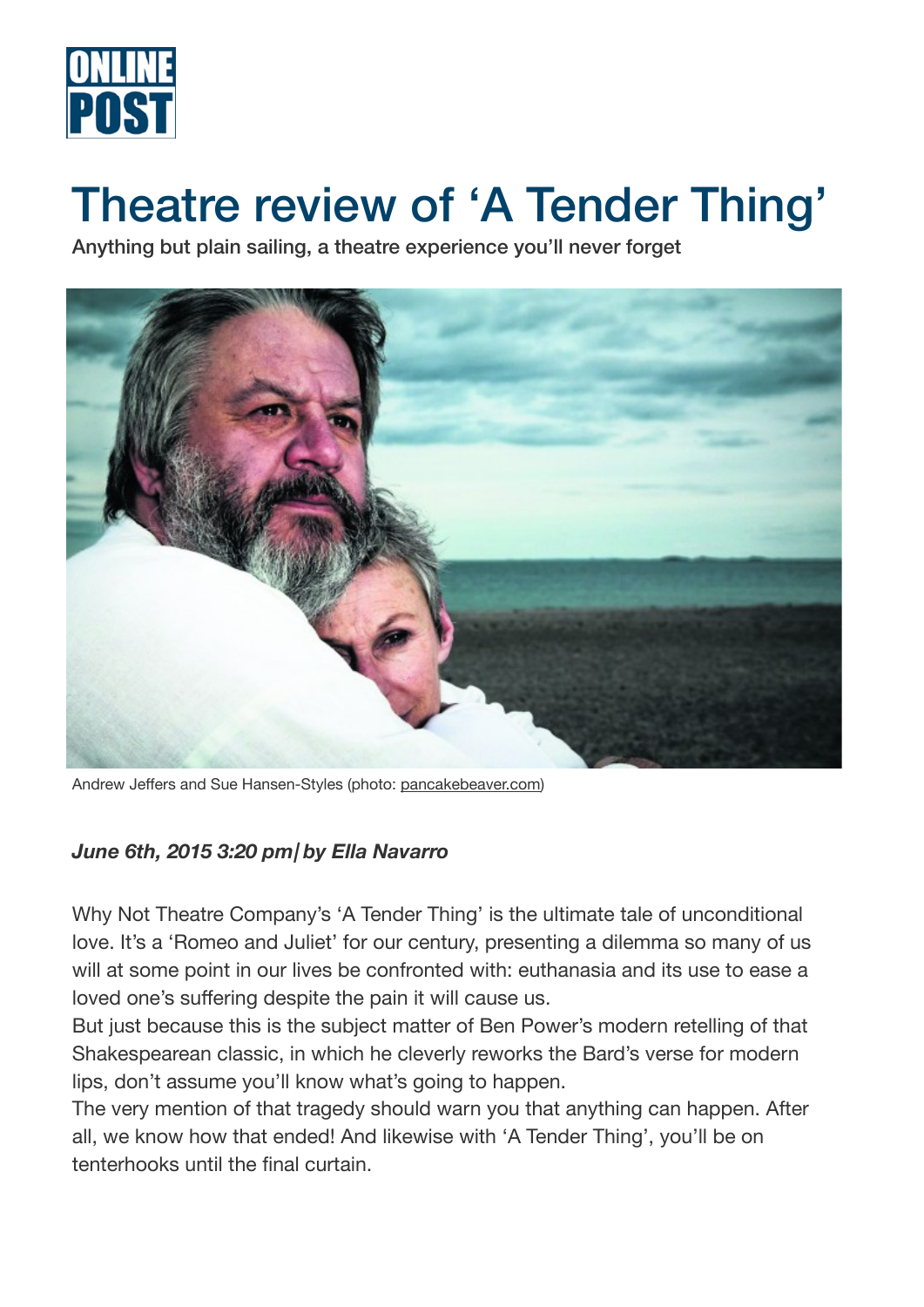ONLINE POST

# Theatre review of 'A Tender Thing'

Anything but plain sailing, a theatre experience you'll never forget

Andrew Jeffers and Sue Hansen-Styles (photo: pancakebeaver.com)

***June 6th, 2015 3:20 pm| by Ella Navarro***

Why Not Theatre Company's 'A Tender Thing' is the ultimate tale of unconditional love. It's a 'Romeo and Juliet' for our century, presenting a dilemma so many of us will at some point in our lives be confronted with: euthanasia and its use to ease a loved one's suffering despite the pain it will cause us.

But just because this is the subject matter of Ben Power's modern retelling of that Shakespearean classic, in which he cleverly reworks the Bard's verse for modern lips, don't assume you'll know what's going to happen.

The very mention of that tragedy should warn you that anything can happen. After all, we know how that ended! And likewise with 'A Tender Thing', you'll be on tenterhooks until the final curtain.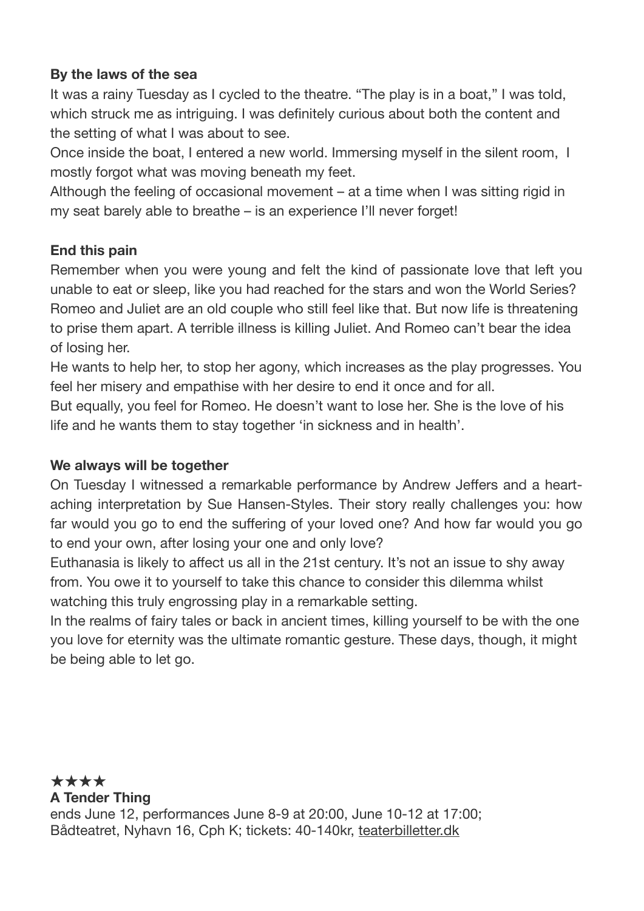**By the laws of the sea**

It was a rainy Tuesday as I cycled to the theatre. “The play is in a boat,” I was told, which struck me as intriguing. I was definitely curious about both the content and the setting of what I was about to see.

Once inside the boat, I entered a new world. Immersing myself in the silent room, I mostly forgot what was moving beneath my feet.

Although the feeling of occasional movement – at a time when I was sitting rigid in my seat barely able to breathe – is an experience I’ll never forget!

**End this pain**

Remember when you were young and felt the kind of passionate love that left you unable to eat or sleep, like you had reached for the stars and won the World Series? Romeo and Juliet are an old couple who still feel like that. But now life is threatening to prise them apart. A terrible illness is killing Juliet. And Romeo can’t bear the idea of losing her.

He wants to help her, to stop her agony, which increases as the play progresses. You feel her misery and empathise with her desire to end it once and for all.

But equally, you feel for Romeo. He doesn’t want to lose her. She is the love of his life and he wants them to stay together ‘in sickness and in health’.

**We always will be together**

On Tuesday I witnessed a remarkable performance by Andrew Jeffers and a heart-aching interpretation by Sue Hansen-Styles. Their story really challenges you: how far would you go to end the suffering of your loved one? And how far would you go to end your own, after losing your one and only love?

Euthanasia is likely to affect us all in the 21st century. It’s not an issue to shy away from. You owe it to yourself to take this chance to consider this dilemma whilst watching this truly engrossing play in a remarkable setting.

In the realms of fairy tales or back in ancient times, killing yourself to be with the one you love for eternity was the ultimate romantic gesture. These days, though, it might be being able to let go.

★★★★

**A Tender Thing**

ends June 12, performances June 8-9 at 20:00, June 10-12 at 17:00; Bådteatret, Nyhavn 16, Cph K; tickets: 40-140kr, teaterbilletter.dk